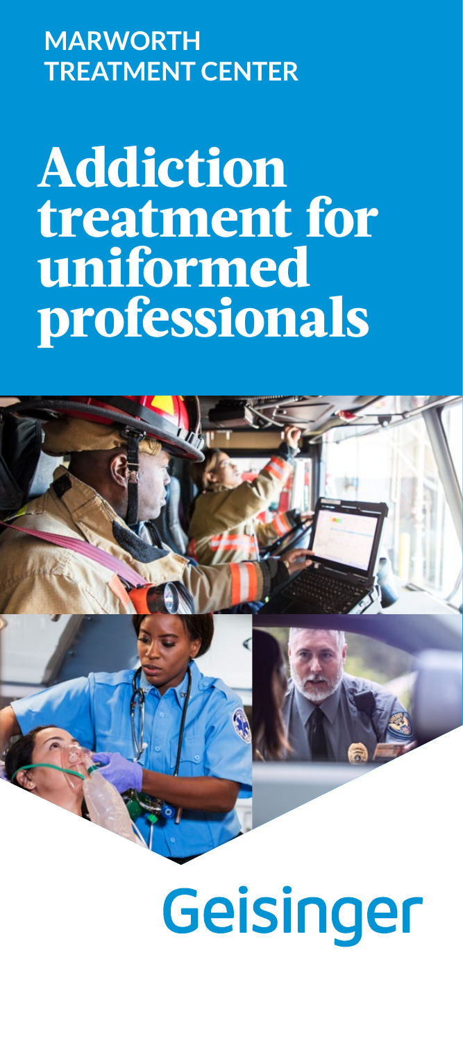MARWORTH TREATMENT CENTER

# Addiction treatment for uniformed professionals

Geisinger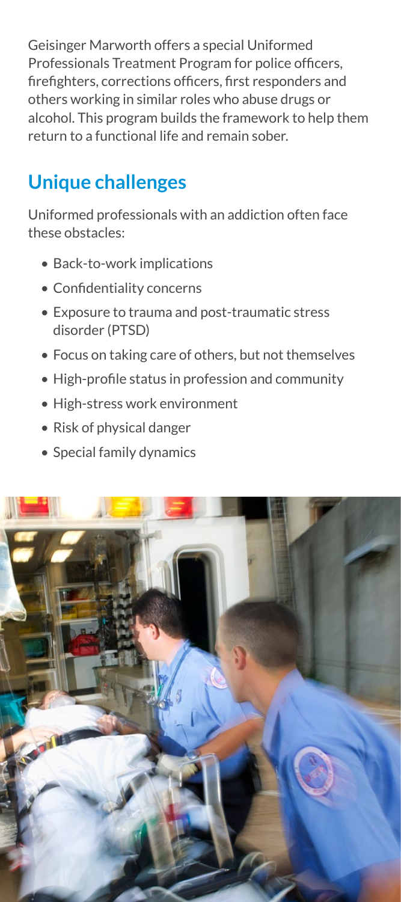Geisinger Marworth offers a special Uniformed Professionals Treatment Program for police officers, firefighters, corrections officers, first responders and others working in similar roles who abuse drugs or alcohol. This program builds the framework to help them return to a functional life and remain sober.

## Unique challenges

Uniformed professionals with an addiction often face these obstacles:

- Back-to-work implications
- Confidentiality concerns
- Exposure to trauma and post-traumatic stress disorder (PTSD)
- Focus on taking care of others, but not themselves
- High-profile status in profession and community
- High-stress work environment
- Risk of physical danger
- Special family dynamics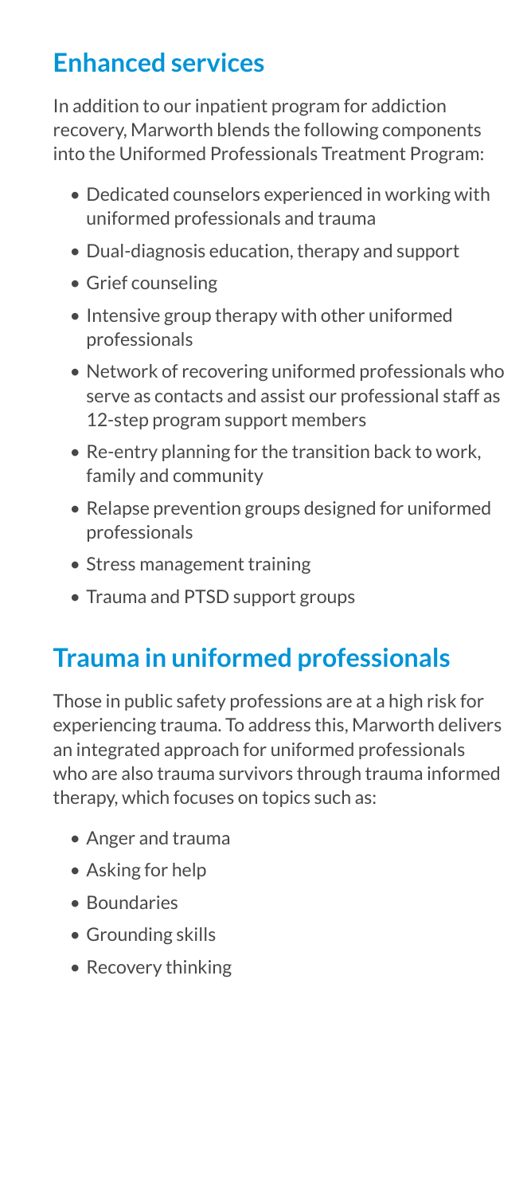## Enhanced services

In addition to our inpatient program for addiction recovery, Marworth blends the following components into the Uniformed Professionals Treatment Program:

- Dedicated counselors experienced in working with uniformed professionals and trauma
- Dual-diagnosis education, therapy and support
- Grief counseling
- Intensive group therapy with other uniformed professionals
- Network of recovering uniformed professionals who serve as contacts and assist our professional staff as 12-step program support members
- Re-entry planning for the transition back to work, family and community
- Relapse prevention groups designed for uniformed professionals
- Stress management training
- Trauma and PTSD support groups

## Trauma in uniformed professionals

Those in public safety professions are at a high risk for experiencing trauma. To address this, Marworth delivers an integrated approach for uniformed professionals who are also trauma survivors through trauma informed therapy, which focuses on topics such as:

- Anger and trauma
- Asking for help
- Boundaries
- Grounding skills
- Recovery thinking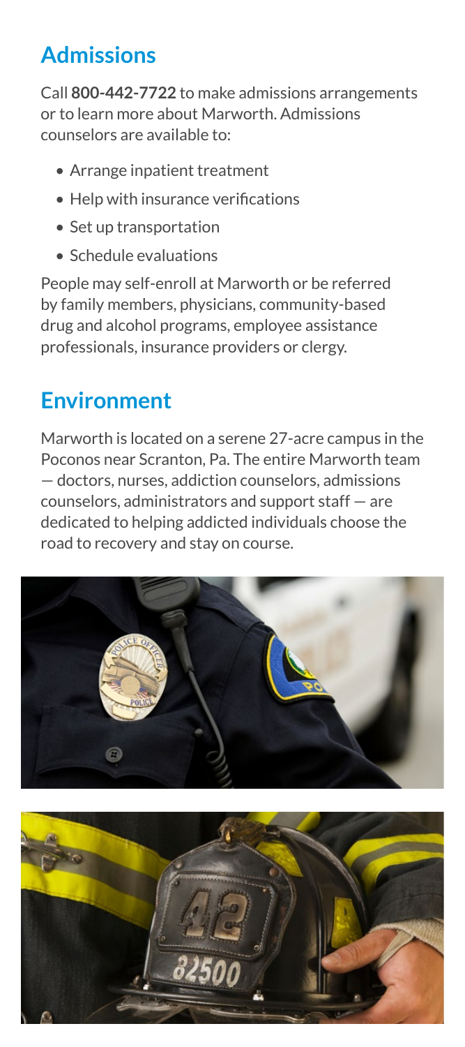## Admissions

Call **800-442-7722** to make admissions arrangements or to learn more about Marworth. Admissions counselors are available to:

- Arrange inpatient treatment
- Help with insurance verifications
- Set up transportation
- Schedule evaluations

People may self-enroll at Marworth or be referred by family members, physicians, community-based drug and alcohol programs, employee assistance professionals, insurance providers or clergy.

## Environment

Marworth is located on a serene 27-acre campus in the Poconos near Scranton, Pa. The entire Marworth team — doctors, nurses, addiction counselors, admissions counselors, administrators and support staff — are dedicated to helping addicted individuals choose the road to recovery and stay on course.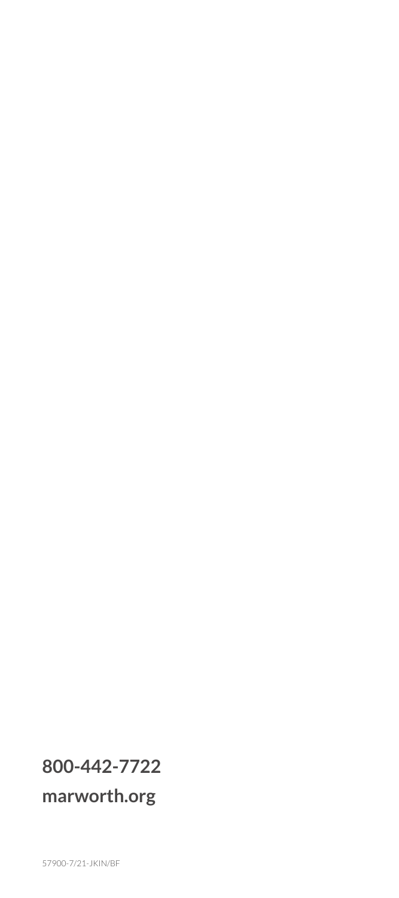**800-442-7722**

**marworth.org**

57900-7/21-JKIN/BF